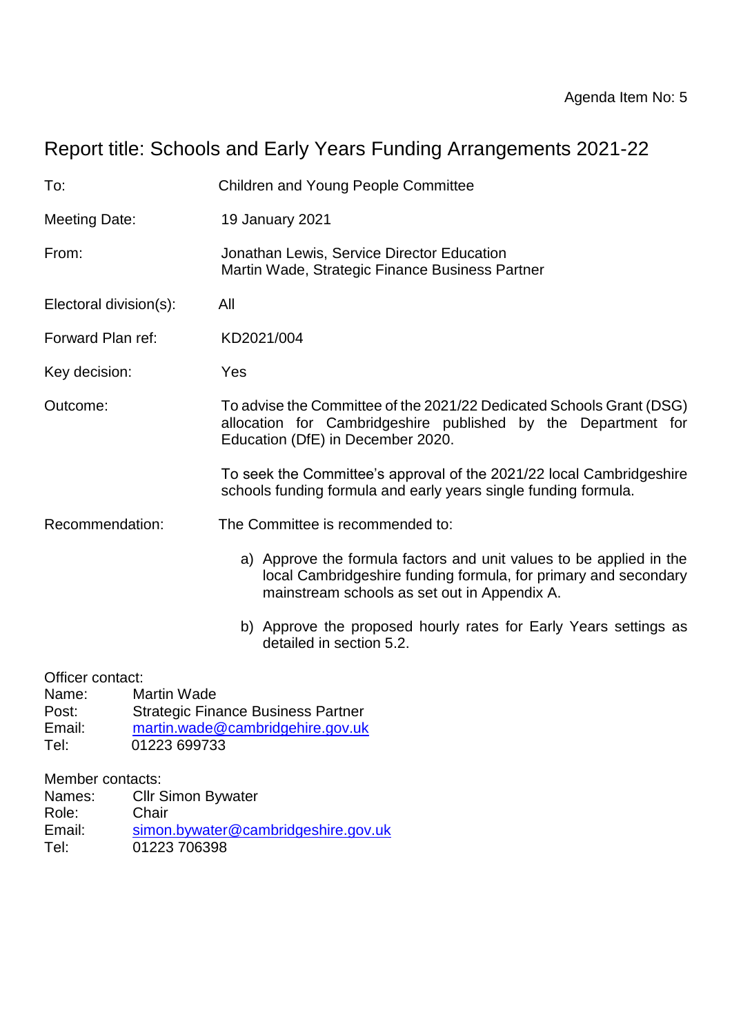Agenda Item No: 5

# Report title: Schools and Early Years Funding Arrangements 2021-22

| | |
|---|---|
| To: | Children and Young People Committee |
| Meeting Date: | 19 January 2021 |
| From: | Jonathan Lewis, Service Director Education<br>Martin Wade, Strategic Finance Business Partner |
| Electoral division(s): | All |
| Forward Plan ref: | KD2021/004 |
| Key decision: | Yes |
| Outcome: | To advise the Committee of the 2021/22 Dedicated Schools Grant (DSG) allocation for Cambridgeshire published by the Department for Education (DfE) in December 2020.<br><br>To seek the Committee's approval of the 2021/22 local Cambridgeshire schools funding formula and early years single funding formula. |
| Recommendation: | The Committee is recommended to:<br><br>a) Approve the formula factors and unit values to be applied in the local Cambridgeshire funding formula, for primary and secondary mainstream schools as set out in Appendix A.<br><br>b) Approve the proposed hourly rates for Early Years settings as detailed in section 5.2. |

Officer contact:
Name: Martin Wade
Post: Strategic Finance Business Partner
Email: martin.wade@cambridgehire.gov.uk
Tel: 01223 699733

Member contacts:
Names: Cllr Simon Bywater
Role: Chair
Email: simon.bywater@cambridgeshire.gov.uk
Tel: 01223 706398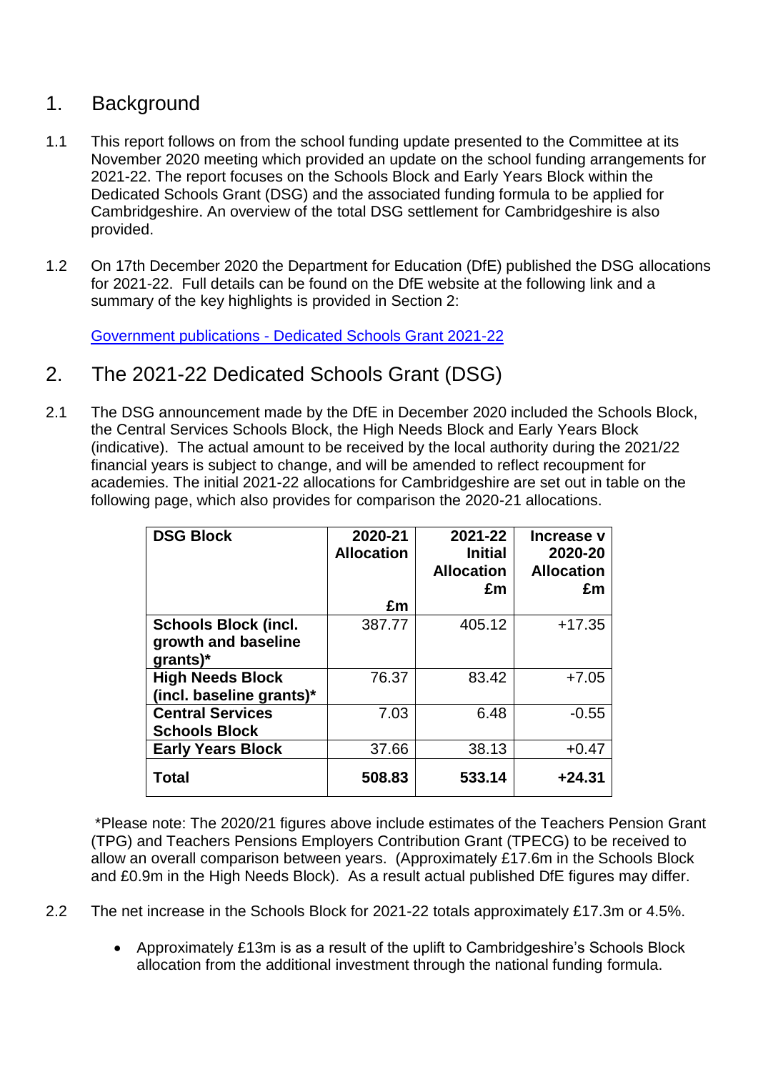## 1. Background

1.1 This report follows on from the school funding update presented to the Committee at its November 2020 meeting which provided an update on the school funding arrangements for 2021-22. The report focuses on the Schools Block and Early Years Block within the Dedicated Schools Grant (DSG) and the associated funding formula to be applied for Cambridgeshire. An overview of the total DSG settlement for Cambridgeshire is also provided.

1.2 On 17th December 2020 the Department for Education (DfE) published the DSG allocations for 2021-22. Full details can be found on the DfE website at the following link and a summary of the key highlights is provided in Section 2:

[Government publications - Dedicated Schools Grant 2021-22]

## 2. The 2021-22 Dedicated Schools Grant (DSG)

2.1 The DSG announcement made by the DfE in December 2020 included the Schools Block, the Central Services Schools Block, the High Needs Block and Early Years Block (indicative). The actual amount to be received by the local authority during the 2021/22 financial years is subject to change, and will be amended to reflect recoupment for academies. The initial 2021-22 allocations for Cambridgeshire are set out in table on the following page, which also provides for comparison the 2020-21 allocations.

| DSG Block | 2020-21 Allocation £m | 2021-22 Initial Allocation £m | Increase v 2020-20 Allocation £m |
|---|---|---|---|
| **Schools Block (incl. growth and baseline grants)*** | 387.77 | 405.12 | +17.35 |
| **High Needs Block (incl. baseline grants)*** | 76.37 | 83.42 | +7.05 |
| **Central Services Schools Block** | 7.03 | 6.48 | -0.55 |
| **Early Years Block** | 37.66 | 38.13 | +0.47 |
| **Total** | **508.83** | **533.14** | **+24.31** |

*Please note: The 2020/21 figures above include estimates of the Teachers Pension Grant (TPG) and Teachers Pensions Employers Contribution Grant (TPECG) to be received to allow an overall comparison between years. (Approximately £17.6m in the Schools Block and £0.9m in the High Needs Block). As a result actual published DfE figures may differ.

2.2 The net increase in the Schools Block for 2021-22 totals approximately £17.3m or 4.5%.

- Approximately £13m is as a result of the uplift to Cambridgeshire's Schools Block allocation from the additional investment through the national funding formula.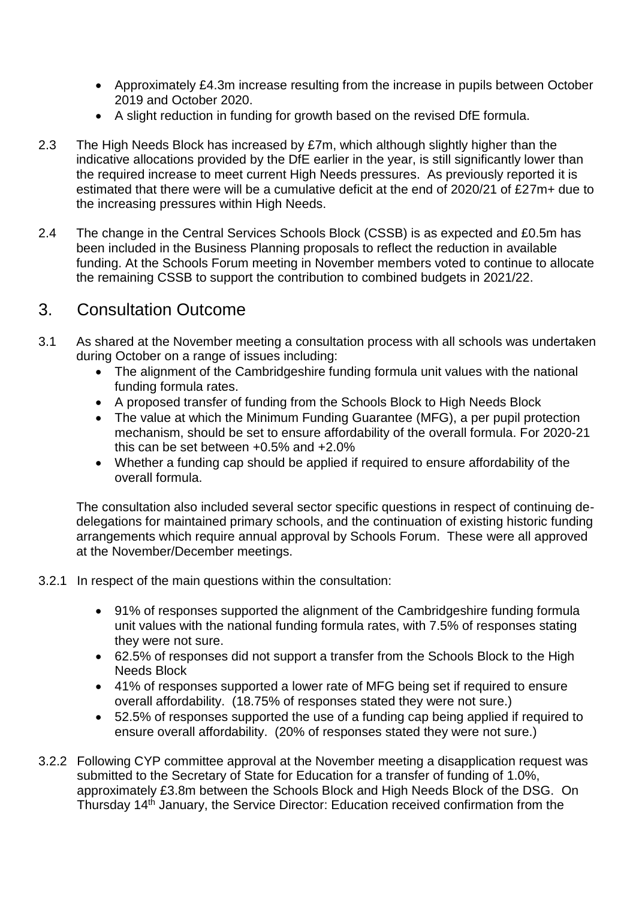- Approximately £4.3m increase resulting from the increase in pupils between October 2019 and October 2020.
- A slight reduction in funding for growth based on the revised DfE formula.

2.3 The High Needs Block has increased by £7m, which although slightly higher than the indicative allocations provided by the DfE earlier in the year, is still significantly lower than the required increase to meet current High Needs pressures. As previously reported it is estimated that there were will be a cumulative deficit at the end of 2020/21 of £27m+ due to the increasing pressures within High Needs.

2.4 The change in the Central Services Schools Block (CSSB) is as expected and £0.5m has been included in the Business Planning proposals to reflect the reduction in available funding. At the Schools Forum meeting in November members voted to continue to allocate the remaining CSSB to support the contribution to combined budgets in 2021/22.

## 3. Consultation Outcome

3.1 As shared at the November meeting a consultation process with all schools was undertaken during October on a range of issues including:

- The alignment of the Cambridgeshire funding formula unit values with the national funding formula rates.
- A proposed transfer of funding from the Schools Block to High Needs Block
- The value at which the Minimum Funding Guarantee (MFG), a per pupil protection mechanism, should be set to ensure affordability of the overall formula. For 2020-21 this can be set between +0.5% and +2.0%
- Whether a funding cap should be applied if required to ensure affordability of the overall formula.

The consultation also included several sector specific questions in respect of continuing de-delegations for maintained primary schools, and the continuation of existing historic funding arrangements which require annual approval by Schools Forum. These were all approved at the November/December meetings.

3.2.1 In respect of the main questions within the consultation:

- 91% of responses supported the alignment of the Cambridgeshire funding formula unit values with the national funding formula rates, with 7.5% of responses stating they were not sure.
- 62.5% of responses did not support a transfer from the Schools Block to the High Needs Block
- 41% of responses supported a lower rate of MFG being set if required to ensure overall affordability. (18.75% of responses stated they were not sure.)
- 52.5% of responses supported the use of a funding cap being applied if required to ensure overall affordability. (20% of responses stated they were not sure.)

3.2.2 Following CYP committee approval at the November meeting a disapplication request was submitted to the Secretary of State for Education for a transfer of funding of 1.0%, approximately £3.8m between the Schools Block and High Needs Block of the DSG. On Thursday 14th January, the Service Director: Education received confirmation from the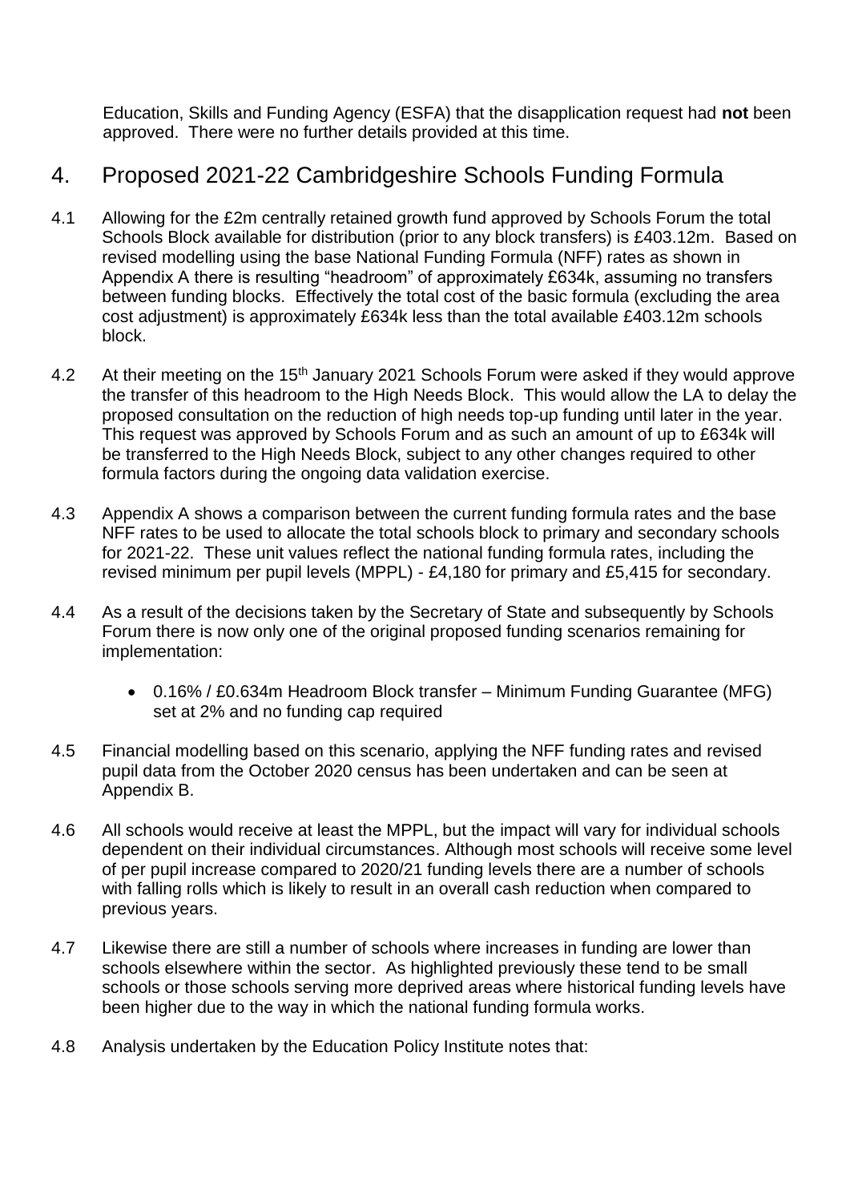Education, Skills and Funding Agency (ESFA) that the disapplication request had **not** been approved. There were no further details provided at this time.

## 4. Proposed 2021-22 Cambridgeshire Schools Funding Formula

4.1 Allowing for the £2m centrally retained growth fund approved by Schools Forum the total Schools Block available for distribution (prior to any block transfers) is £403.12m. Based on revised modelling using the base National Funding Formula (NFF) rates as shown in Appendix A there is resulting "headroom" of approximately £634k, assuming no transfers between funding blocks. Effectively the total cost of the basic formula (excluding the area cost adjustment) is approximately £634k less than the total available £403.12m schools block.

4.2 At their meeting on the 15th January 2021 Schools Forum were asked if they would approve the transfer of this headroom to the High Needs Block. This would allow the LA to delay the proposed consultation on the reduction of high needs top-up funding until later in the year. This request was approved by Schools Forum and as such an amount of up to £634k will be transferred to the High Needs Block, subject to any other changes required to other formula factors during the ongoing data validation exercise.

4.3 Appendix A shows a comparison between the current funding formula rates and the base NFF rates to be used to allocate the total schools block to primary and secondary schools for 2021-22. These unit values reflect the national funding formula rates, including the revised minimum per pupil levels (MPPL) - £4,180 for primary and £5,415 for secondary.

4.4 As a result of the decisions taken by the Secretary of State and subsequently by Schools Forum there is now only one of the original proposed funding scenarios remaining for implementation:

- 0.16% / £0.634m Headroom Block transfer – Minimum Funding Guarantee (MFG) set at 2% and no funding cap required

4.5 Financial modelling based on this scenario, applying the NFF funding rates and revised pupil data from the October 2020 census has been undertaken and can be seen at Appendix B.

4.6 All schools would receive at least the MPPL, but the impact will vary for individual schools dependent on their individual circumstances. Although most schools will receive some level of per pupil increase compared to 2020/21 funding levels there are a number of schools with falling rolls which is likely to result in an overall cash reduction when compared to previous years.

4.7 Likewise there are still a number of schools where increases in funding are lower than schools elsewhere within the sector. As highlighted previously these tend to be small schools or those schools serving more deprived areas where historical funding levels have been higher due to the way in which the national funding formula works.

4.8 Analysis undertaken by the Education Policy Institute notes that: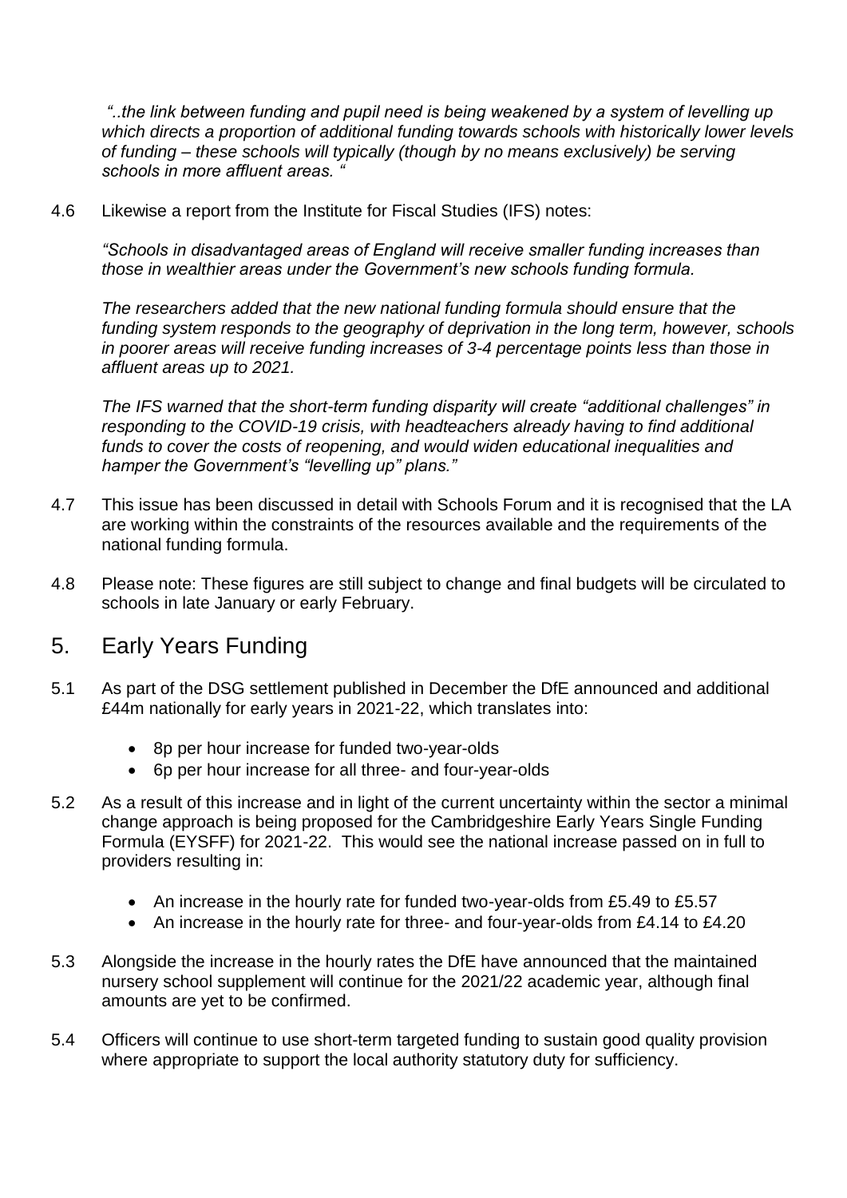*"..the link between funding and pupil need is being weakened by a system of levelling up which directs a proportion of additional funding towards schools with historically lower levels of funding – these schools will typically (though by no means exclusively) be serving schools in more affluent areas. "*

4.6 Likewise a report from the Institute for Fiscal Studies (IFS) notes:

*"Schools in disadvantaged areas of England will receive smaller funding increases than those in wealthier areas under the Government's new schools funding formula.*

*The researchers added that the new national funding formula should ensure that the funding system responds to the geography of deprivation in the long term, however, schools in poorer areas will receive funding increases of 3-4 percentage points less than those in affluent areas up to 2021.*

*The IFS warned that the short-term funding disparity will create "additional challenges" in responding to the COVID-19 crisis, with headteachers already having to find additional funds to cover the costs of reopening, and would widen educational inequalities and hamper the Government's "levelling up" plans."*

4.7 This issue has been discussed in detail with Schools Forum and it is recognised that the LA are working within the constraints of the resources available and the requirements of the national funding formula.

4.8 Please note: These figures are still subject to change and final budgets will be circulated to schools in late January or early February.

## 5. Early Years Funding

5.1 As part of the DSG settlement published in December the DfE announced and additional £44m nationally for early years in 2021-22, which translates into:

- 8p per hour increase for funded two-year-olds
- 6p per hour increase for all three- and four-year-olds

5.2 As a result of this increase and in light of the current uncertainty within the sector a minimal change approach is being proposed for the Cambridgeshire Early Years Single Funding Formula (EYSFF) for 2021-22. This would see the national increase passed on in full to providers resulting in:

- An increase in the hourly rate for funded two-year-olds from £5.49 to £5.57
- An increase in the hourly rate for three- and four-year-olds from £4.14 to £4.20

5.3 Alongside the increase in the hourly rates the DfE have announced that the maintained nursery school supplement will continue for the 2021/22 academic year, although final amounts are yet to be confirmed.

5.4 Officers will continue to use short-term targeted funding to sustain good quality provision where appropriate to support the local authority statutory duty for sufficiency.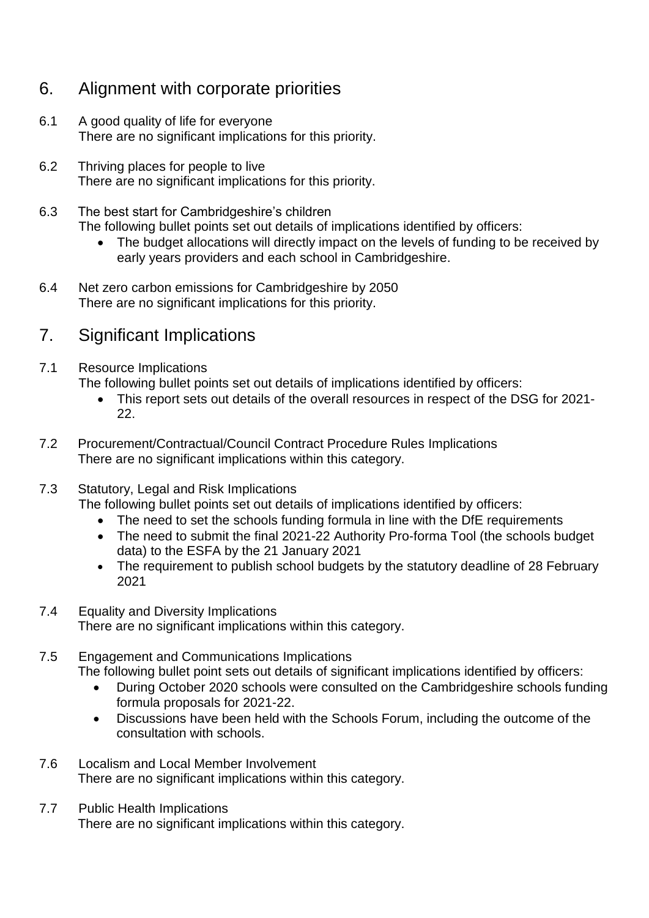## 6. Alignment with corporate priorities

6.1 A good quality of life for everyone
There are no significant implications for this priority.

6.2 Thriving places for people to live
There are no significant implications for this priority.

6.3 The best start for Cambridgeshire's children
The following bullet points set out details of implications identified by officers:

- The budget allocations will directly impact on the levels of funding to be received by early years providers and each school in Cambridgeshire.

6.4 Net zero carbon emissions for Cambridgeshire by 2050
There are no significant implications for this priority.

## 7. Significant Implications

7.1 Resource Implications
The following bullet points set out details of implications identified by officers:

- This report sets out details of the overall resources in respect of the DSG for 2021-22.

7.2 Procurement/Contractual/Council Contract Procedure Rules Implications
There are no significant implications within this category.

7.3 Statutory, Legal and Risk Implications
The following bullet points set out details of implications identified by officers:

- The need to set the schools funding formula in line with the DfE requirements
- The need to submit the final 2021-22 Authority Pro-forma Tool (the schools budget data) to the ESFA by the 21 January 2021
- The requirement to publish school budgets by the statutory deadline of 28 February 2021

7.4 Equality and Diversity Implications
There are no significant implications within this category.

7.5 Engagement and Communications Implications
The following bullet point sets out details of significant implications identified by officers:

- During October 2020 schools were consulted on the Cambridgeshire schools funding formula proposals for 2021-22.
- Discussions have been held with the Schools Forum, including the outcome of the consultation with schools.

7.6 Localism and Local Member Involvement
There are no significant implications within this category.

7.7 Public Health Implications
There are no significant implications within this category.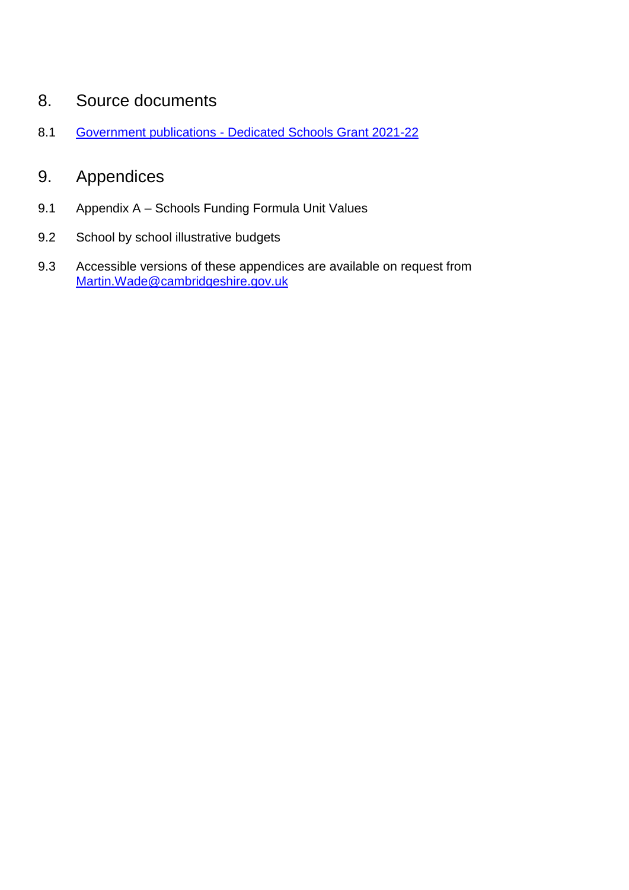## 8. Source documents

8.1 [Government publications - Dedicated Schools Grant 2021-22]()

## 9. Appendices

9.1 Appendix A – Schools Funding Formula Unit Values

9.2 School by school illustrative budgets

9.3 Accessible versions of these appendices are available on request from [Martin.Wade@cambridgeshire.gov.uk](mailto:Martin.Wade@cambridgeshire.gov.uk)